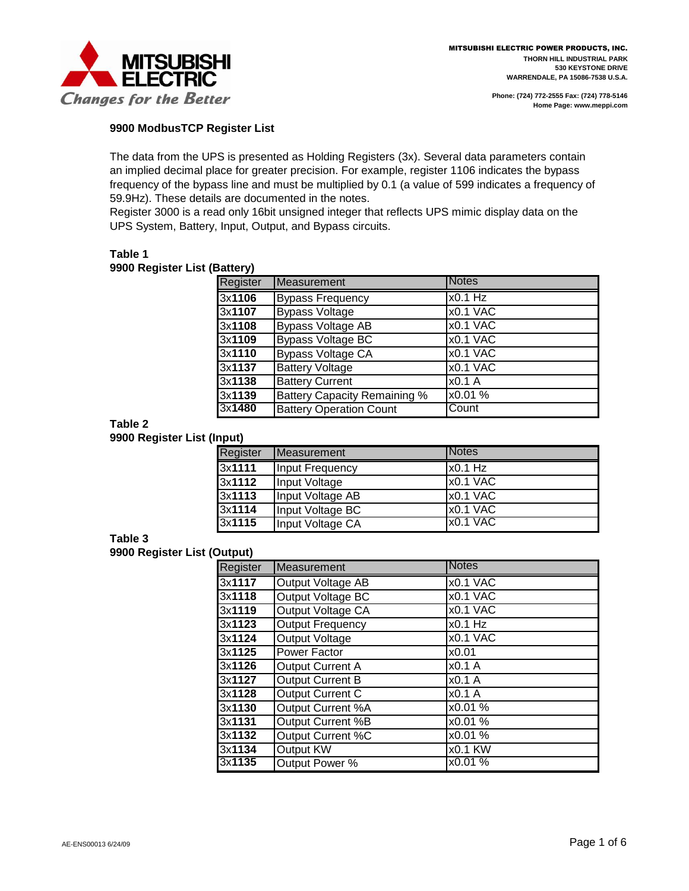MITSUBISHI ELECTRIC POWER PRODUCTS, INC.
THORN HILL INDUSTRIAL PARK
530 KEYSTONE DRIVE
WARRENDALE, PA 15086-7538 U.S.A.

Phone: (724) 772-2555 Fax: (724) 778-5146
Home Page: www.meppi.com

## 9900 ModbusTCP Register List

The data from the UPS is presented as Holding Registers (3x). Several data parameters contain an implied decimal place for greater precision. For example, register 1106 indicates the bypass frequency of the bypass line and must be multiplied by 0.1 (a value of 599 indicates a frequency of 59.9Hz). These details are documented in the notes.
Register 3000 is a read only 16bit unsigned integer that reflects UPS mimic display data on the UPS System, Battery, Input, Output, and Bypass circuits.

**Table 1**
**9900 Register List (Battery)**

| Register | Measurement | Notes |
|---|---|---|
| 3x**1106** | Bypass Frequency | x0.1 Hz |
| 3x**1107** | Bypass Voltage | x0.1 VAC |
| 3x**1108** | Bypass Voltage AB | x0.1 VAC |
| 3x**1109** | Bypass Voltage BC | x0.1 VAC |
| 3x**1110** | Bypass Voltage CA | x0.1 VAC |
| 3x**1137** | Battery Voltage | x0.1 VAC |
| 3x**1138** | Battery Current | x0.1 A |
| 3x**1139** | Battery Capacity Remaining % | x0.01 % |
| 3x**1480** | Battery Operation Count | Count |

**Table 2**
**9900 Register List (Input)**

| Register | Measurement | Notes |
|---|---|---|
| 3x**1111** | Input Frequency | x0.1 Hz |
| 3x**1112** | Input Voltage | x0.1 VAC |
| 3x**1113** | Input Voltage AB | x0.1 VAC |
| 3x**1114** | Input Voltage BC | x0.1 VAC |
| 3x**1115** | Input Voltage CA | x0.1 VAC |

**Table 3**
**9900 Register List (Output)**

| Register | Measurement | Notes |
|---|---|---|
| 3x**1117** | Output Voltage AB | x0.1 VAC |
| 3x**1118** | Output Voltage BC | x0.1 VAC |
| 3x**1119** | Output Voltage CA | x0.1 VAC |
| 3x**1123** | Output Frequency | x0.1 Hz |
| 3x**1124** | Output Voltage | x0.1 VAC |
| 3x**1125** | Power Factor | x0.01 |
| 3x**1126** | Output Current A | x0.1 A |
| 3x**1127** | Output Current B | x0.1 A |
| 3x**1128** | Output Current C | x0.1 A |
| 3x**1130** | Output Current %A | x0.01 % |
| 3x**1131** | Output Current %B | x0.01 % |
| 3x**1132** | Output Current %C | x0.01 % |
| 3x**1134** | Output KW | x0.1 KW |
| 3x**1135** | Output Power % | x0.01 % |

AE-ENS00013 6/24/09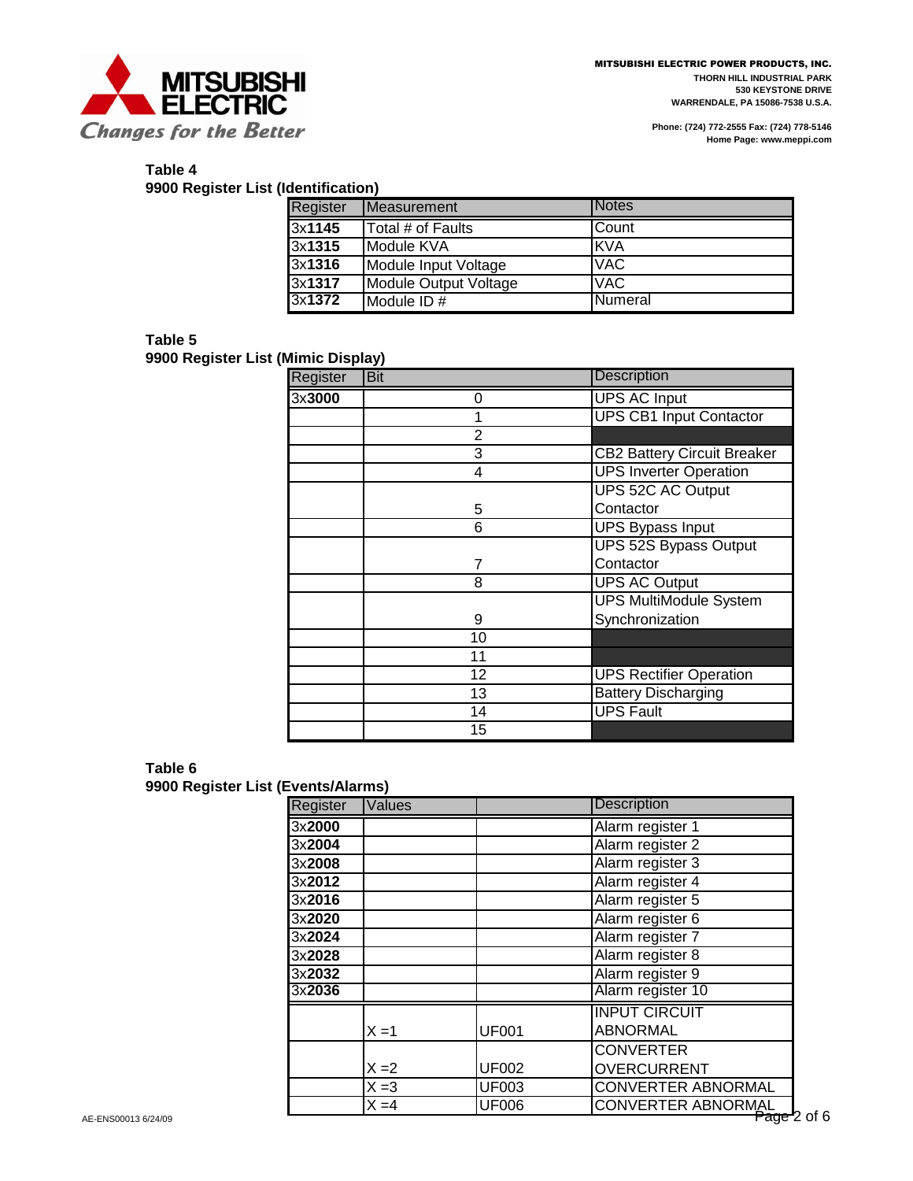MITSUBISHI ELECTRIC POWER PRODUCTS, INC.
THORN HILL INDUSTRIAL PARK
530 KEYSTONE DRIVE
WARRENDALE, PA 15086-7538 U.S.A.

Phone: (724) 772-2555 Fax: (724) 778-5146
Home Page: www.meppi.com

**Table 4**
**9900 Register List (Identification)**

| Register | Measurement | Notes |
|---|---|---|
| 3x**1145** | Total # of Faults | Count |
| 3x**1315** | Module KVA | KVA |
| 3x**1316** | Module Input Voltage | VAC |
| 3x**1317** | Module Output Voltage | VAC |
| 3x**1372** | Module ID # | Numeral |

**Table 5**
**9900 Register List (Mimic Display)**

| Register | Bit | Description |
|---|---|---|
| 3x**3000** | 0 | UPS AC Input |
| | 1 | UPS CB1 Input Contactor |
| | 2 | |
| | 3 | CB2 Battery Circuit Breaker |
| | 4 | UPS Inverter Operation |
| | 5 | UPS 52C AC Output Contactor |
| | 6 | UPS Bypass Input |
| | 7 | UPS 52S Bypass Output Contactor |
| | 8 | UPS AC Output |
| | 9 | UPS MultiModule System Synchronization |
| | 10 | |
| | 11 | |
| | 12 | UPS Rectifier Operation |
| | 13 | Battery Discharging |
| | 14 | UPS Fault |
| | 15 | |

**Table 6**
**9900 Register List (Events/Alarms)**

| Register | Values | | Description |
|---|---|---|---|
| 3x**2000** | | | Alarm register 1 |
| 3x**2004** | | | Alarm register 2 |
| 3x**2008** | | | Alarm register 3 |
| 3x**2012** | | | Alarm register 4 |
| 3x**2016** | | | Alarm register 5 |
| 3x**2020** | | | Alarm register 6 |
| 3x**2024** | | | Alarm register 7 |
| 3x**2028** | | | Alarm register 8 |
| 3x**2032** | | | Alarm register 9 |
| 3x**2036** | | | Alarm register 10 |
| | X =1 | UF001 | INPUT CIRCUIT ABNORMAL |
| | X =2 | UF002 | CONVERTER OVERCURRENT |
| | X =3 | UF003 | CONVERTER ABNORMAL |
| | X =4 | UF006 | CONVERTER ABNORMAL |

AE-ENS00013 6/24/09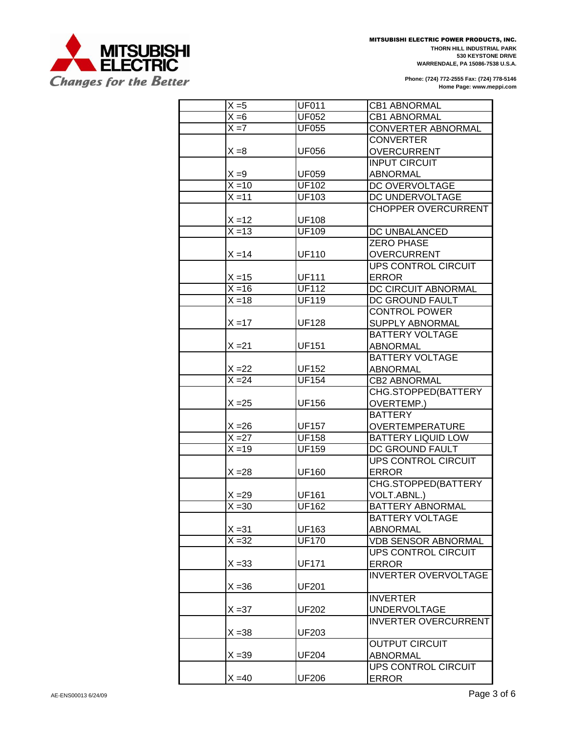|  |  |  |  |
|---|---|---|---|
|  | X =5 | UF011 | CB1 ABNORMAL |
|  | X =6 | UF052 | CB1 ABNORMAL |
|  | X =7 | UF055 | CONVERTER ABNORMAL |
|  | X =8 | UF056 | CONVERTER OVERCURRENT |
|  | X =9 | UF059 | INPUT CIRCUIT ABNORMAL |
|  | X =10 | UF102 | DC OVERVOLTAGE |
|  | X =11 | UF103 | DC UNDERVOLTAGE |
|  | X =12 | UF108 | CHOPPER OVERCURRENT |
|  | X =13 | UF109 | DC UNBALANCED |
|  | X =14 | UF110 | ZERO PHASE OVERCURRENT |
|  | X =15 | UF111 | UPS CONTROL CIRCUIT ERROR |
|  | X =16 | UF112 | DC CIRCUIT ABNORMAL |
|  | X =18 | UF119 | DC GROUND FAULT |
|  | X =17 | UF128 | CONTROL POWER SUPPLY ABNORMAL |
|  | X =21 | UF151 | BATTERY VOLTAGE ABNORMAL |
|  | X =22 | UF152 | BATTERY VOLTAGE ABNORMAL |
|  | X =24 | UF154 | CB2 ABNORMAL |
|  | X =25 | UF156 | CHG.STOPPED(BATTERY OVERTEMP.) |
|  | X =26 | UF157 | BATTERY OVERTEMPERATURE |
|  | X =27 | UF158 | BATTERY LIQUID LOW |
|  | X =19 | UF159 | DC GROUND FAULT |
|  | X =28 | UF160 | UPS CONTROL CIRCUIT ERROR |
|  | X =29 | UF161 | CHG.STOPPED(BATTERY VOLT.ABNL.) |
|  | X =30 | UF162 | BATTERY ABNORMAL |
|  | X =31 | UF163 | BATTERY VOLTAGE ABNORMAL |
|  | X =32 | UF170 | VDB SENSOR ABNORMAL |
|  | X =33 | UF171 | UPS CONTROL CIRCUIT ERROR |
|  | X =36 | UF201 | INVERTER OVERVOLTAGE |
|  | X =37 | UF202 | INVERTER UNDERVOLTAGE |
|  | X =38 | UF203 | INVERTER OVERCURRENT |
|  | X =39 | UF204 | OUTPUT CIRCUIT ABNORMAL |
|  | X =40 | UF206 | UPS CONTROL CIRCUIT ERROR |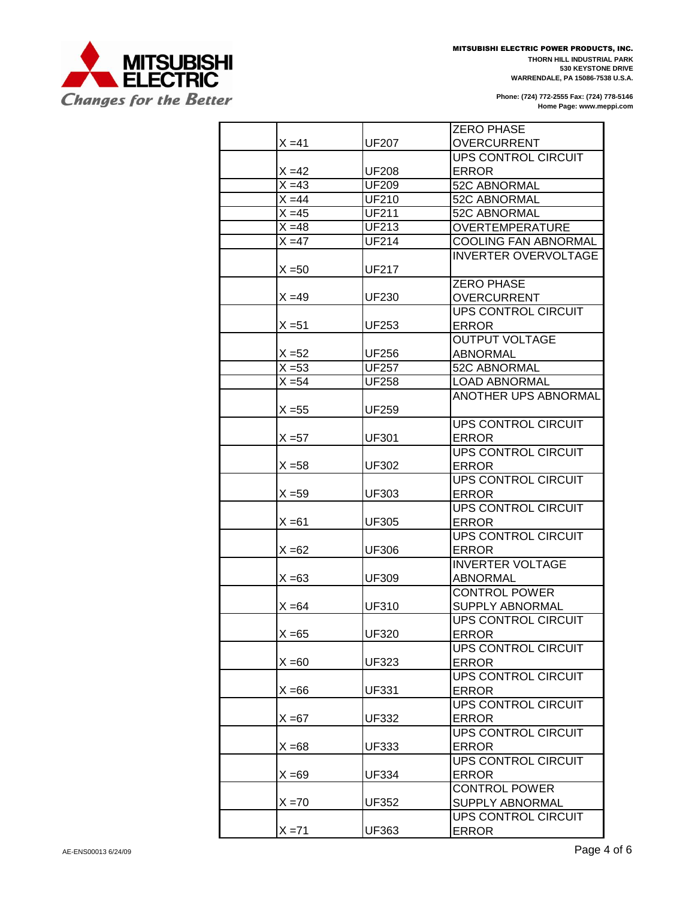| | | | |
|---|---|---|---|
| | X =41 | UF207 | ZERO PHASE OVERCURRENT |
| | X =42 | UF208 | UPS CONTROL CIRCUIT ERROR |
| | X =43 | UF209 | 52C ABNORMAL |
| | X =44 | UF210 | 52C ABNORMAL |
| | X =45 | UF211 | 52C ABNORMAL |
| | X =48 | UF213 | OVERTEMPERATURE |
| | X =47 | UF214 | COOLING FAN ABNORMAL |
| | X =50 | UF217 | INVERTER OVERVOLTAGE |
| | X =49 | UF230 | ZERO PHASE OVERCURRENT |
| | X =51 | UF253 | UPS CONTROL CIRCUIT ERROR |
| | X =52 | UF256 | OUTPUT VOLTAGE ABNORMAL |
| | X =53 | UF257 | 52C ABNORMAL |
| | X =54 | UF258 | LOAD ABNORMAL |
| | X =55 | UF259 | ANOTHER UPS ABNORMAL |
| | X =57 | UF301 | UPS CONTROL CIRCUIT ERROR |
| | X =58 | UF302 | UPS CONTROL CIRCUIT ERROR |
| | X =59 | UF303 | UPS CONTROL CIRCUIT ERROR |
| | X =61 | UF305 | UPS CONTROL CIRCUIT ERROR |
| | X =62 | UF306 | UPS CONTROL CIRCUIT ERROR |
| | X =63 | UF309 | INVERTER VOLTAGE ABNORMAL |
| | X =64 | UF310 | CONTROL POWER SUPPLY ABNORMAL |
| | X =65 | UF320 | UPS CONTROL CIRCUIT ERROR |
| | X =60 | UF323 | UPS CONTROL CIRCUIT ERROR |
| | X =66 | UF331 | UPS CONTROL CIRCUIT ERROR |
| | X =67 | UF332 | UPS CONTROL CIRCUIT ERROR |
| | X =68 | UF333 | UPS CONTROL CIRCUIT ERROR |
| | X =69 | UF334 | UPS CONTROL CIRCUIT ERROR |
| | X =70 | UF352 | CONTROL POWER SUPPLY ABNORMAL |
| | X =71 | UF363 | UPS CONTROL CIRCUIT ERROR |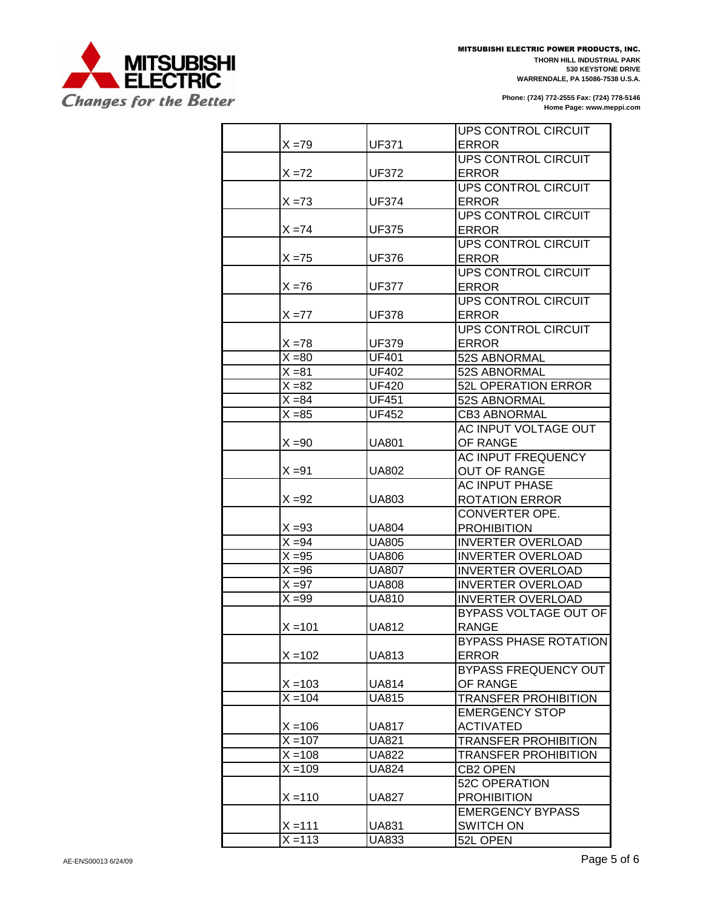| | | | |
|---|---|---|---|
| | X =79 | UF371 | UPS CONTROL CIRCUIT ERROR |
| | X =72 | UF372 | UPS CONTROL CIRCUIT ERROR |
| | X =73 | UF374 | UPS CONTROL CIRCUIT ERROR |
| | X =74 | UF375 | UPS CONTROL CIRCUIT ERROR |
| | X =75 | UF376 | UPS CONTROL CIRCUIT ERROR |
| | X =76 | UF377 | UPS CONTROL CIRCUIT ERROR |
| | X =77 | UF378 | UPS CONTROL CIRCUIT ERROR |
| | X =78 | UF379 | UPS CONTROL CIRCUIT ERROR |
| | X =80 | UF401 | 52S ABNORMAL |
| | X =81 | UF402 | 52S ABNORMAL |
| | X =82 | UF420 | 52L OPERATION ERROR |
| | X =84 | UF451 | 52S ABNORMAL |
| | X =85 | UF452 | CB3 ABNORMAL |
| | X =90 | UA801 | AC INPUT VOLTAGE OUT OF RANGE |
| | X =91 | UA802 | AC INPUT FREQUENCY OUT OF RANGE |
| | X =92 | UA803 | AC INPUT PHASE ROTATION ERROR |
| | X =93 | UA804 | CONVERTER OPE. PROHIBITION |
| | X =94 | UA805 | INVERTER OVERLOAD |
| | X =95 | UA806 | INVERTER OVERLOAD |
| | X =96 | UA807 | INVERTER OVERLOAD |
| | X =97 | UA808 | INVERTER OVERLOAD |
| | X =99 | UA810 | INVERTER OVERLOAD |
| | X =101 | UA812 | BYPASS VOLTAGE OUT OF RANGE |
| | X =102 | UA813 | BYPASS PHASE ROTATION ERROR |
| | X =103 | UA814 | BYPASS FREQUENCY OUT OF RANGE |
| | X =104 | UA815 | TRANSFER PROHIBITION |
| | X =106 | UA817 | EMERGENCY STOP ACTIVATED |
| | X =107 | UA821 | TRANSFER PROHIBITION |
| | X =108 | UA822 | TRANSFER PROHIBITION |
| | X =109 | UA824 | CB2 OPEN |
| | X =110 | UA827 | 52C OPERATION PROHIBITION |
| | X =111 | UA831 | EMERGENCY BYPASS SWITCH ON |
| | X =113 | UA833 | 52L OPEN |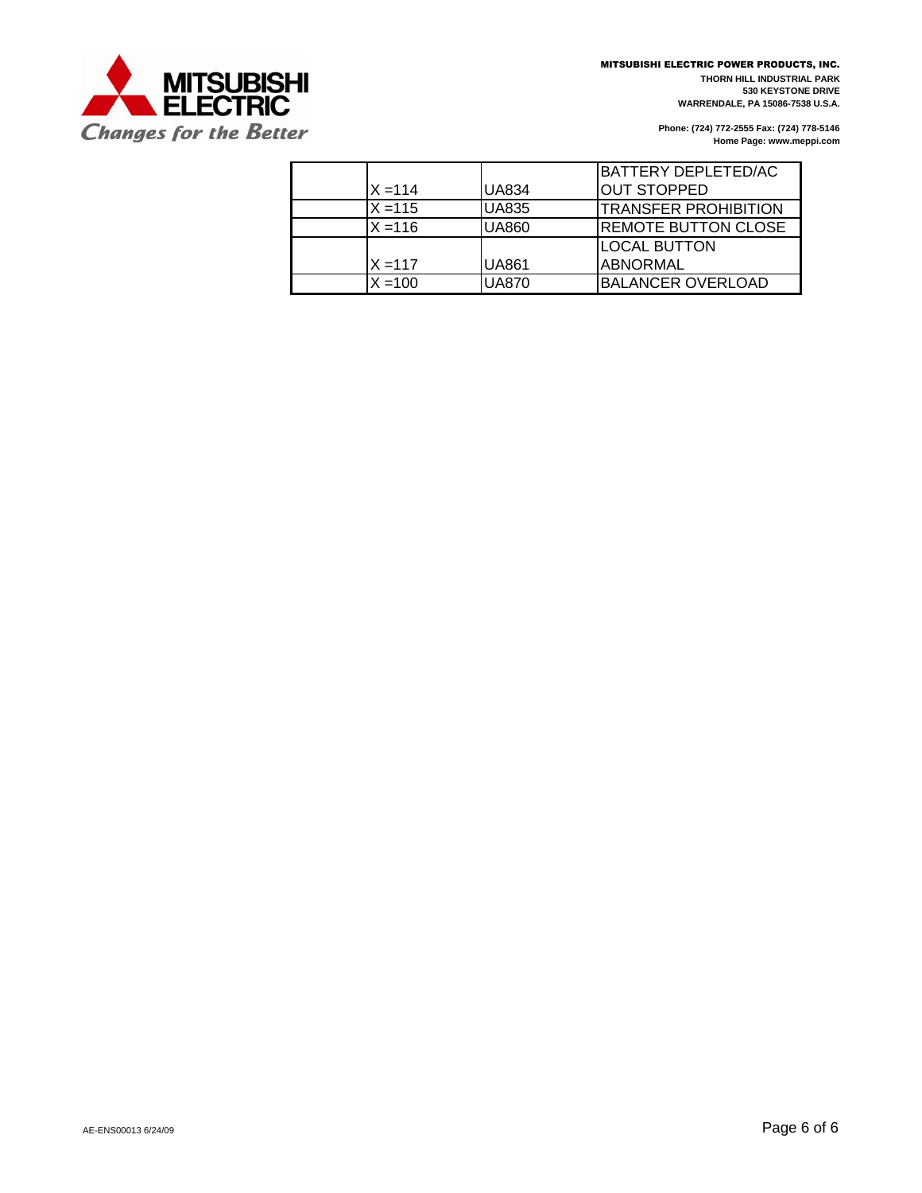MITSUBISHI ELECTRIC POWER PRODUCTS, INC.
THORN HILL INDUSTRIAL PARK
530 KEYSTONE DRIVE
WARRENDALE, PA 15086-7538 U.S.A.

Phone: (724) 772-2555 Fax: (724) 778-5146
Home Page: www.meppi.com

| | | | |
|---|---|---|---|
| | X =114 | UA834 | BATTERY DEPLETED/AC OUT STOPPED |
| | X =115 | UA835 | TRANSFER PROHIBITION |
| | X =116 | UA860 | REMOTE BUTTON CLOSE |
| | X =117 | UA861 | LOCAL BUTTON ABNORMAL |
| | X =100 | UA870 | BALANCER OVERLOAD |

AE-ENS00013 6/24/09